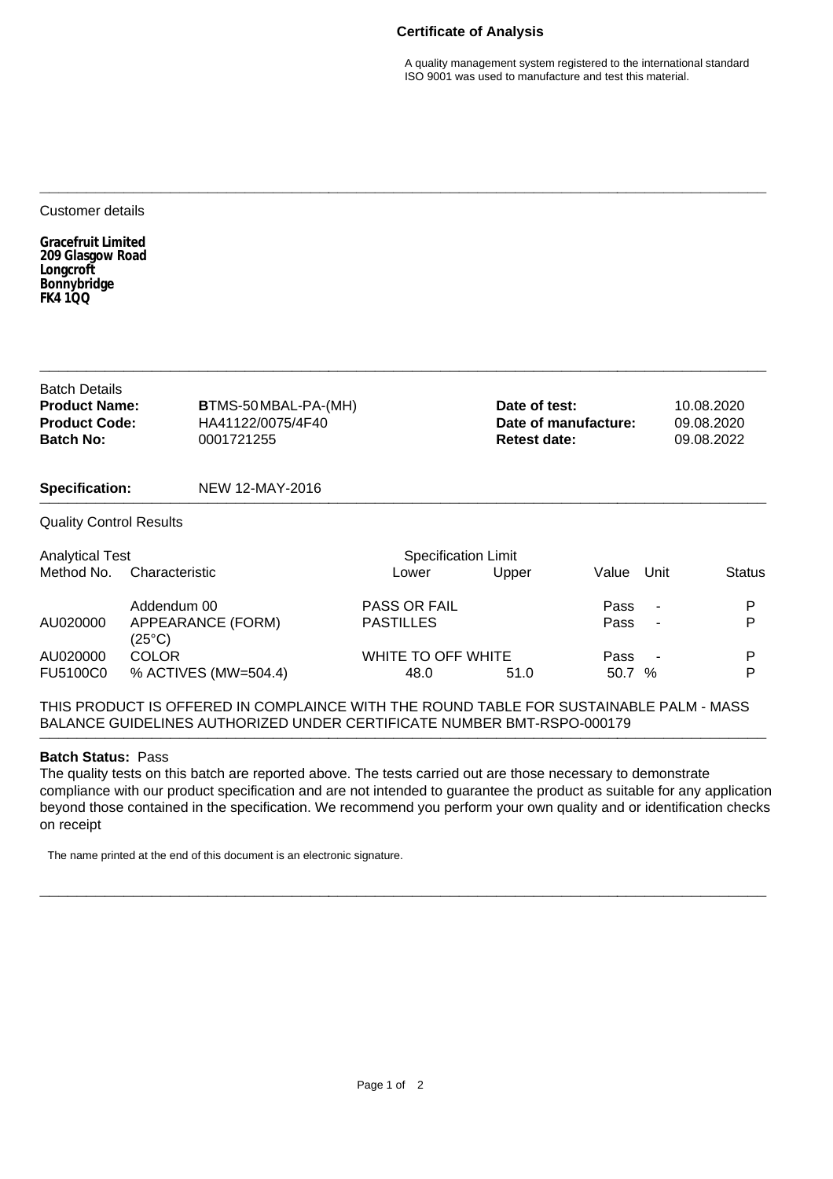# Certificate of Analysis

A quality management system registered to the international standard ISO 9001 was used to manufacture and test this material.

---

Customer details

**Gracefruit Limited**
**209 Glasgow Road**
**Longcroft**
**Bonnybridge**
**FK4 1QQ**

---

Batch Details

| | | | |
|---|---|---|---|
| **Product Name:** | BTMS-50 MBAL-PA-(MH) | **Date of test:** | 10.08.2020 |
| **Product Code:** | HA41122/0075/4F40 | **Date of manufacture:** | 09.08.2020 |
| **Batch No:** | 0001721255 | **Retest date:** | 09.08.2022 |

**Specification:** NEW 12-MAY-2016

---

Quality Control Results

| Analytical Test Method No. | Characteristic | Specification Limit Lower | Upper | Value | Unit | Status |
|---|---|---|---|---|---|---|
| | Addendum 00 | PASS OR FAIL | | Pass | - | P |
| AU020000 | APPEARANCE (FORM) (25°C) | PASTILLES | | Pass | - | P |
| AU020000 | COLOR | WHITE TO OFF WHITE | | Pass | - | P |
| FU5100C0 | % ACTIVES (MW=504.4) | 48.0 | 51.0 | 50.7 | % | P |

THIS PRODUCT IS OFFERED IN COMPLAINCE WITH THE ROUND TABLE FOR SUSTAINABLE PALM - MASS BALANCE GUIDELINES AUTHORIZED UNDER CERTIFICATE NUMBER BMT-RSPO-000179

---

**Batch Status:** Pass

The quality tests on this batch are reported above. The tests carried out are those necessary to demonstrate compliance with our product specification and are not intended to guarantee the product as suitable for any application beyond those contained in the specification. We recommend you perform your own quality and or identification checks on receipt

The name printed at the end of this document is an electronic signature.